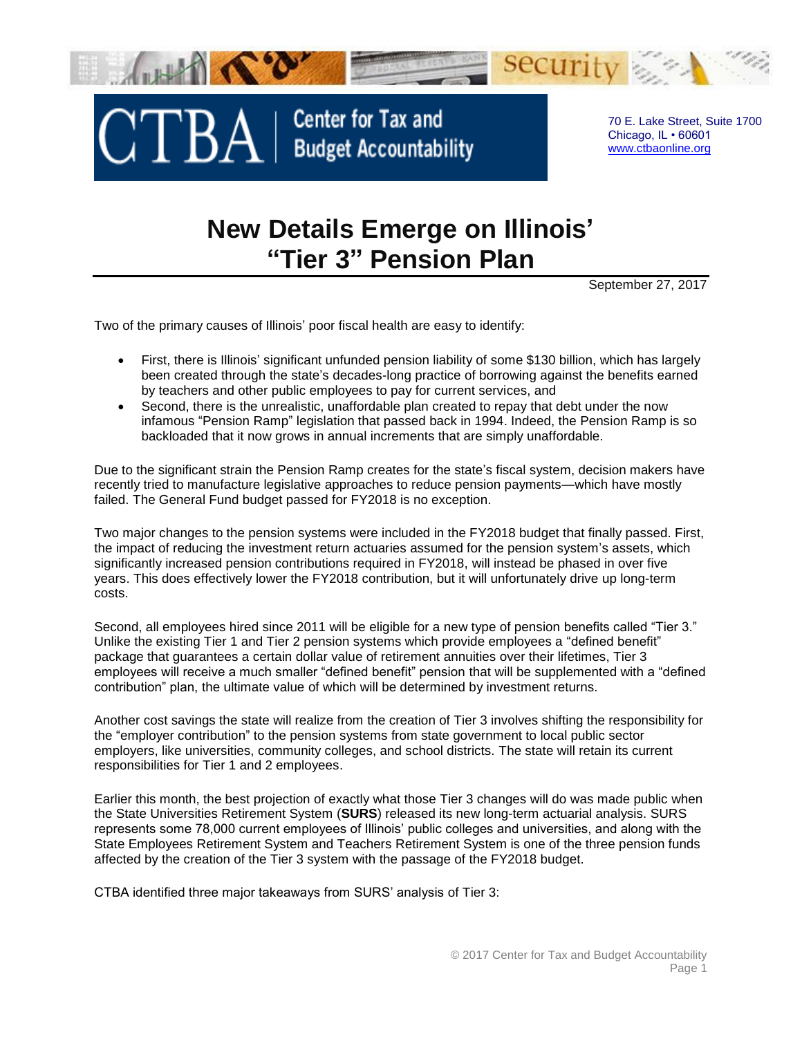CTBA | Center for Tax and Budget Accountability

70 E. Lake Street, Suite 1700
Chicago, IL • 60601
www.ctbaonline.org

# New Details Emerge on Illinois' "Tier 3" Pension Plan

September 27, 2017

Two of the primary causes of Illinois' poor fiscal health are easy to identify:

- First, there is Illinois' significant unfunded pension liability of some $130 billion, which has largely been created through the state's decades-long practice of borrowing against the benefits earned by teachers and other public employees to pay for current services, and
- Second, there is the unrealistic, unaffordable plan created to repay that debt under the now infamous "Pension Ramp" legislation that passed back in 1994. Indeed, the Pension Ramp is so backloaded that it now grows in annual increments that are simply unaffordable.

Due to the significant strain the Pension Ramp creates for the state's fiscal system, decision makers have recently tried to manufacture legislative approaches to reduce pension payments—which have mostly failed. The General Fund budget passed for FY2018 is no exception.

Two major changes to the pension systems were included in the FY2018 budget that finally passed. First, the impact of reducing the investment return actuaries assumed for the pension system's assets, which significantly increased pension contributions required in FY2018, will instead be phased in over five years. This does effectively lower the FY2018 contribution, but it will unfortunately drive up long-term costs.

Second, all employees hired since 2011 will be eligible for a new type of pension benefits called "Tier 3." Unlike the existing Tier 1 and Tier 2 pension systems which provide employees a "defined benefit" package that guarantees a certain dollar value of retirement annuities over their lifetimes, Tier 3 employees will receive a much smaller "defined benefit" pension that will be supplemented with a "defined contribution" plan, the ultimate value of which will be determined by investment returns.

Another cost savings the state will realize from the creation of Tier 3 involves shifting the responsibility for the "employer contribution" to the pension systems from state government to local public sector employers, like universities, community colleges, and school districts. The state will retain its current responsibilities for Tier 1 and 2 employees.

Earlier this month, the best projection of exactly what those Tier 3 changes will do was made public when the State Universities Retirement System (**SURS**) released its new long-term actuarial analysis. SURS represents some 78,000 current employees of Illinois' public colleges and universities, and along with the State Employees Retirement System and Teachers Retirement System is one of the three pension funds affected by the creation of the Tier 3 system with the passage of the FY2018 budget.

CTBA identified three major takeaways from SURS' analysis of Tier 3: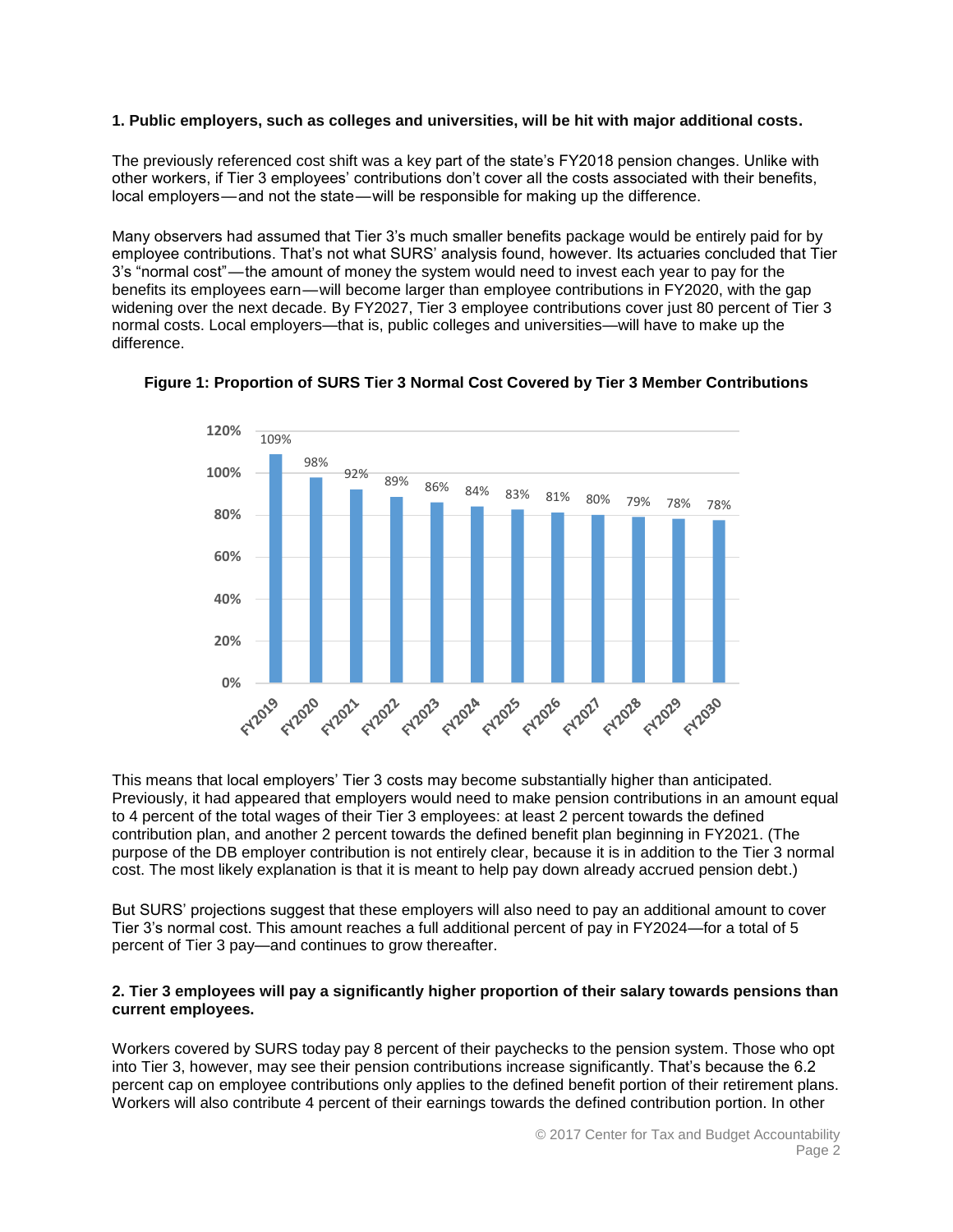**1. Public employers, such as colleges and universities, will be hit with major additional costs.**

The previously referenced cost shift was a key part of the state's FY2018 pension changes. Unlike with other workers, if Tier 3 employees' contributions don't cover all the costs associated with their benefits, local employers—and not the state—will be responsible for making up the difference.

Many observers had assumed that Tier 3's much smaller benefits package would be entirely paid for by employee contributions. That's not what SURS' analysis found, however. Its actuaries concluded that Tier 3's "normal cost"—the amount of money the system would need to invest each year to pay for the benefits its employees earn—will become larger than employee contributions in FY2020, with the gap widening over the next decade. By FY2027, Tier 3 employee contributions cover just 80 percent of Tier 3 normal costs. Local employers—that is, public colleges and universities—will have to make up the difference.

**Figure 1: Proportion of SURS Tier 3 Normal Cost Covered by Tier 3 Member Contributions**

| Fiscal Year | Proportion Covered |
| --- | --- |
| FY2019 | 109% |
| FY2020 | 98% |
| FY2021 | 92% |
| FY2022 | 89% |
| FY2023 | 86% |
| FY2024 | 84% |
| FY2025 | 83% |
| FY2026 | 81% |
| FY2027 | 80% |
| FY2028 | 79% |
| FY2029 | 78% |
| FY2030 | 78% |

This means that local employers' Tier 3 costs may become substantially higher than anticipated. Previously, it had appeared that employers would need to make pension contributions in an amount equal to 4 percent of the total wages of their Tier 3 employees: at least 2 percent towards the defined contribution plan, and another 2 percent towards the defined benefit plan beginning in FY2021. (The purpose of the DB employer contribution is not entirely clear, because it is in addition to the Tier 3 normal cost. The most likely explanation is that it is meant to help pay down already accrued pension debt.)

But SURS' projections suggest that these employers will also need to pay an additional amount to cover Tier 3's normal cost. This amount reaches a full additional percent of pay in FY2024—for a total of 5 percent of Tier 3 pay—and continues to grow thereafter.

**2. Tier 3 employees will pay a significantly higher proportion of their salary towards pensions than current employees.**

Workers covered by SURS today pay 8 percent of their paychecks to the pension system. Those who opt into Tier 3, however, may see their pension contributions increase significantly. That's because the 6.2 percent cap on employee contributions only applies to the defined benefit portion of their retirement plans. Workers will also contribute 4 percent of their earnings towards the defined contribution portion. In other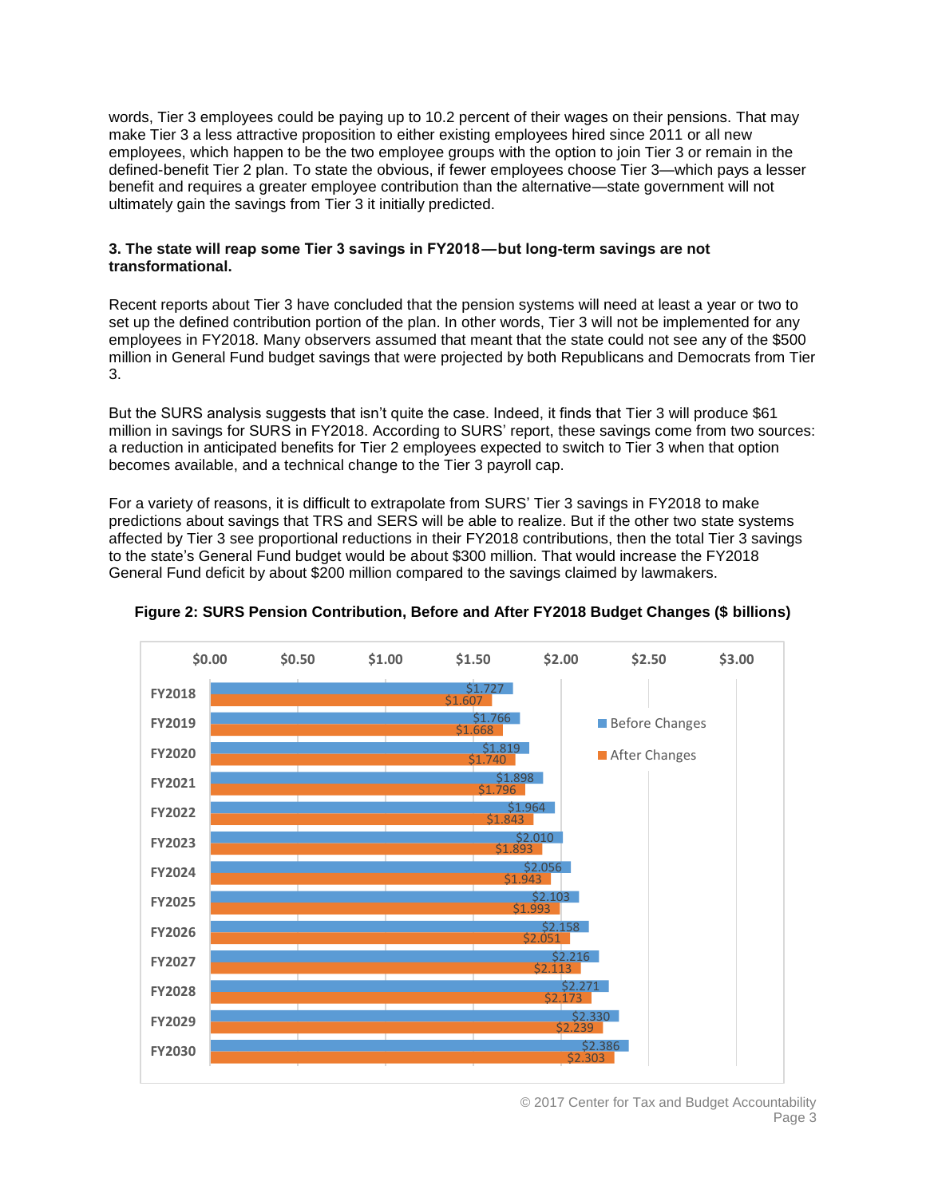words, Tier 3 employees could be paying up to 10.2 percent of their wages on their pensions. That may make Tier 3 a less attractive proposition to either existing employees hired since 2011 or all new employees, which happen to be the two employee groups with the option to join Tier 3 or remain in the defined-benefit Tier 2 plan. To state the obvious, if fewer employees choose Tier 3—which pays a lesser benefit and requires a greater employee contribution than the alternative—state government will not ultimately gain the savings from Tier 3 it initially predicted.

**3. The state will reap some Tier 3 savings in FY2018—but long-term savings are not transformational.**

Recent reports about Tier 3 have concluded that the pension systems will need at least a year or two to set up the defined contribution portion of the plan. In other words, Tier 3 will not be implemented for any employees in FY2018. Many observers assumed that meant that the state could not see any of the $500 million in General Fund budget savings that were projected by both Republicans and Democrats from Tier 3.

But the SURS analysis suggests that isn't quite the case. Indeed, it finds that Tier 3 will produce $61 million in savings for SURS in FY2018. According to SURS' report, these savings come from two sources: a reduction in anticipated benefits for Tier 2 employees expected to switch to Tier 3 when that option becomes available, and a technical change to the Tier 3 payroll cap.

For a variety of reasons, it is difficult to extrapolate from SURS' Tier 3 savings in FY2018 to make predictions about savings that TRS and SERS will be able to realize. But if the other two state systems affected by Tier 3 see proportional reductions in their FY2018 contributions, then the total Tier 3 savings to the state's General Fund budget would be about $300 million. That would increase the FY2018 General Fund deficit by about $200 million compared to the savings claimed by lawmakers.

**Figure 2: SURS Pension Contribution, Before and After FY2018 Budget Changes ($ billions)**

| | Before Changes | After Changes |
|---|---|---|
| FY2018 | $1.727 | $1.607 |
| FY2019 | $1.766 | $1.668 |
| FY2020 | $1.819 | $1.740 |
| FY2021 | $1.898 | $1.796 |
| FY2022 | $1.964 | $1.843 |
| FY2023 | $2.010 | $1.893 |
| FY2024 | $2.056 | $1.943 |
| FY2025 | $2.103 | $1.993 |
| FY2026 | $2.158 | $2.051 |
| FY2027 | $2.216 | $2.113 |
| FY2028 | $2.271 | $2.173 |
| FY2029 | $2.330 | $2.239 |
| FY2030 | $2.386 | $2.303 |

© 2017 Center for Tax and Budget Accountability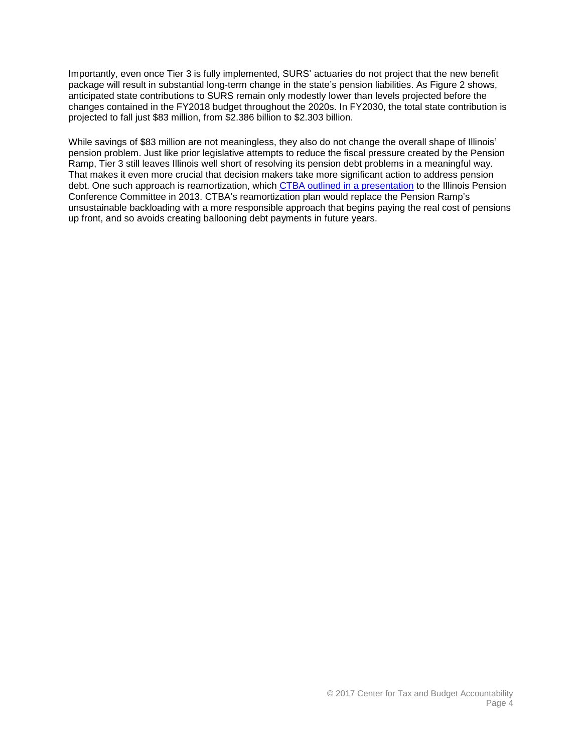Importantly, even once Tier 3 is fully implemented, SURS' actuaries do not project that the new benefit package will result in substantial long-term change in the state's pension liabilities. As Figure 2 shows, anticipated state contributions to SURS remain only modestly lower than levels projected before the changes contained in the FY2018 budget throughout the 2020s. In FY2030, the total state contribution is projected to fall just $83 million, from $2.386 billion to $2.303 billion.

While savings of $83 million are not meaningless, they also do not change the overall shape of Illinois' pension problem. Just like prior legislative attempts to reduce the fiscal pressure created by the Pension Ramp, Tier 3 still leaves Illinois well short of resolving its pension debt problems in a meaningful way. That makes it even more crucial that decision makers take more significant action to address pension debt. One such approach is reamortization, which CTBA outlined in a presentation to the Illinois Pension Conference Committee in 2013. CTBA's reamortization plan would replace the Pension Ramp's unsustainable backloading with a more responsible approach that begins paying the real cost of pensions up front, and so avoids creating ballooning debt payments in future years.